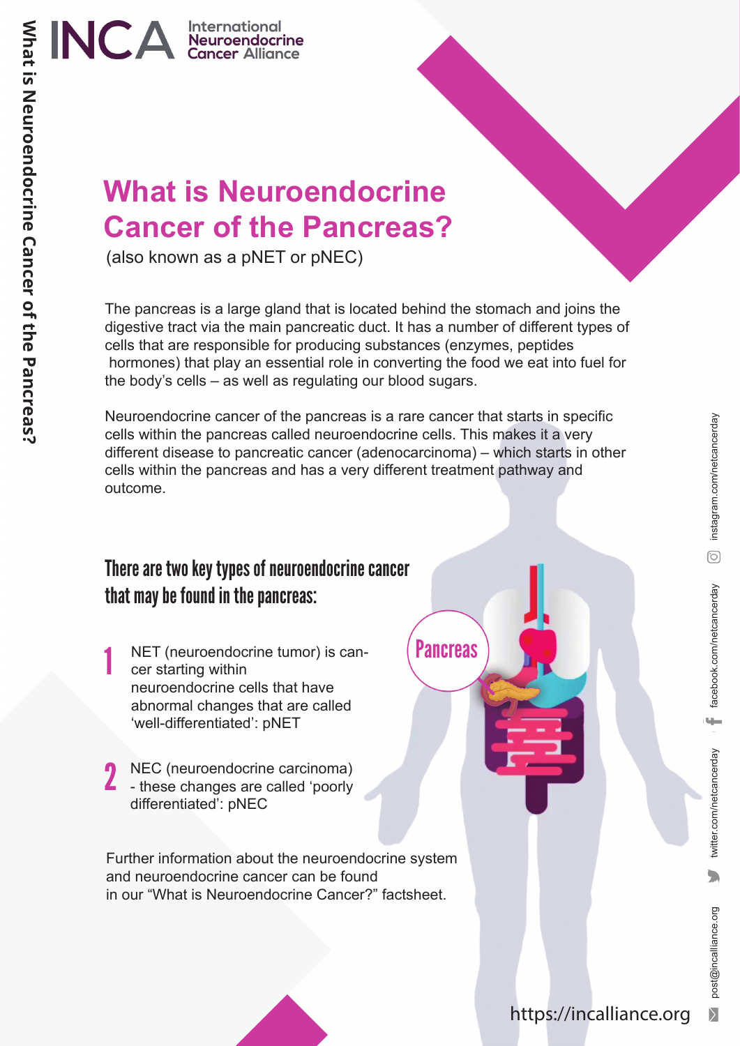# What is Neuroendocrine Cancer of the Pancreas?

(also known as a pNET or pNEC)

The pancreas is a large gland that is located behind the stomach and joins the digestive tract via the main pancreatic duct. It has a number of different types of cells that are responsible for producing substances (enzymes, peptides hormones) that play an essential role in converting the food we eat into fuel for the body's cells – as well as regulating our blood sugars.

Neuroendocrine cancer of the pancreas is a rare cancer that starts in specific cells within the pancreas called neuroendocrine cells. This makes it a very different disease to pancreatic cancer (adenocarcinoma) – which starts in other cells within the pancreas and has a very different treatment pathway and outcome.

## There are two key types of neuroendocrine cancer that may be found in the pancreas:

1. NET (neuroendocrine tumor) is cancer starting within neuroendocrine cells that have abnormal changes that are called 'well-differentiated': pNET
2. NEC (neuroendocrine carcinoma) - these changes are called 'poorly differentiated': pNEC

Pancreas

Further information about the neuroendocrine system and neuroendocrine cancer can be found in our "What is Neuroendocrine Cancer?" factsheet.

https://incalliance.org

post@incalliance.org | twitter.com/netcancerday | facebook.com/netcancerday | instagram.com/netcancerday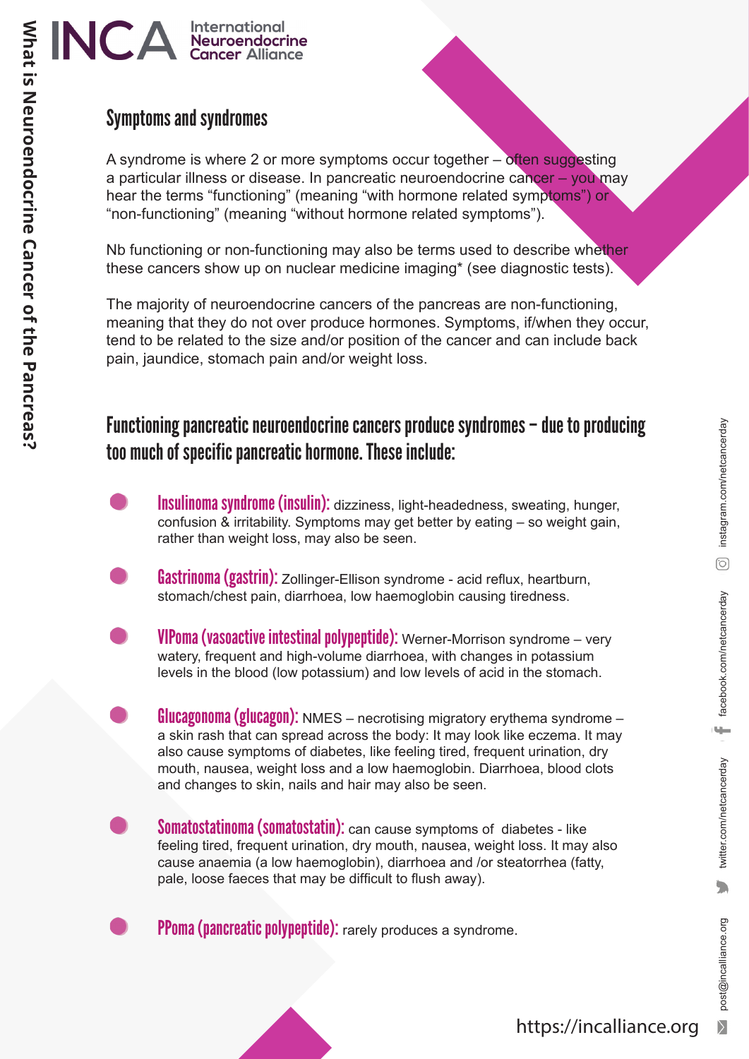## Symptoms and syndromes

A syndrome is where 2 or more symptoms occur together – often suggesting a particular illness or disease. In pancreatic neuroendocrine cancer – you may hear the terms “functioning” (meaning “with hormone related symptoms”) or “non-functioning” (meaning “without hormone related symptoms”).

Nb functioning or non-functioning may also be terms used to describe whether these cancers show up on nuclear medicine imaging* (see diagnostic tests).

The majority of neuroendocrine cancers of the pancreas are non-functioning, meaning that they do not over produce hormones. Symptoms, if/when they occur, tend to be related to the size and/or position of the cancer and can include back pain, jaundice, stomach pain and/or weight loss.

## Functioning pancreatic neuroendocrine cancers produce syndromes – due to producing too much of specific pancreatic hormone. These include:

- **Insulinoma syndrome (insulin):** dizziness, light-headedness, sweating, hunger, confusion & irritability. Symptoms may get better by eating – so weight gain, rather than weight loss, may also be seen.
- **Gastrinoma (gastrin):** Zollinger-Ellison syndrome - acid reflux, heartburn, stomach/chest pain, diarrhoea, low haemoglobin causing tiredness.
- **VIPoma (vasoactive intestinal polypeptide):** Werner-Morrison syndrome – very watery, frequent and high-volume diarrhoea, with changes in potassium levels in the blood (low potassium) and low levels of acid in the stomach.
- **Glucagonoma (glucagon):** NMES – necrotising migratory erythema syndrome – a skin rash that can spread across the body: It may look like eczema. It may also cause symptoms of diabetes, like feeling tired, frequent urination, dry mouth, nausea, weight loss and a low haemoglobin. Diarrhoea, blood clots and changes to skin, nails and hair may also be seen.
- **Somatostatinoma (somatostatin):** can cause symptoms of diabetes - like feeling tired, frequent urination, dry mouth, nausea, weight loss. It may also cause anaemia (a low haemoglobin), diarrhoea and /or steatorrhea (fatty, pale, loose faeces that may be difficult to flush away).
- **PPoma (pancreatic polypeptide):** rarely produces a syndrome.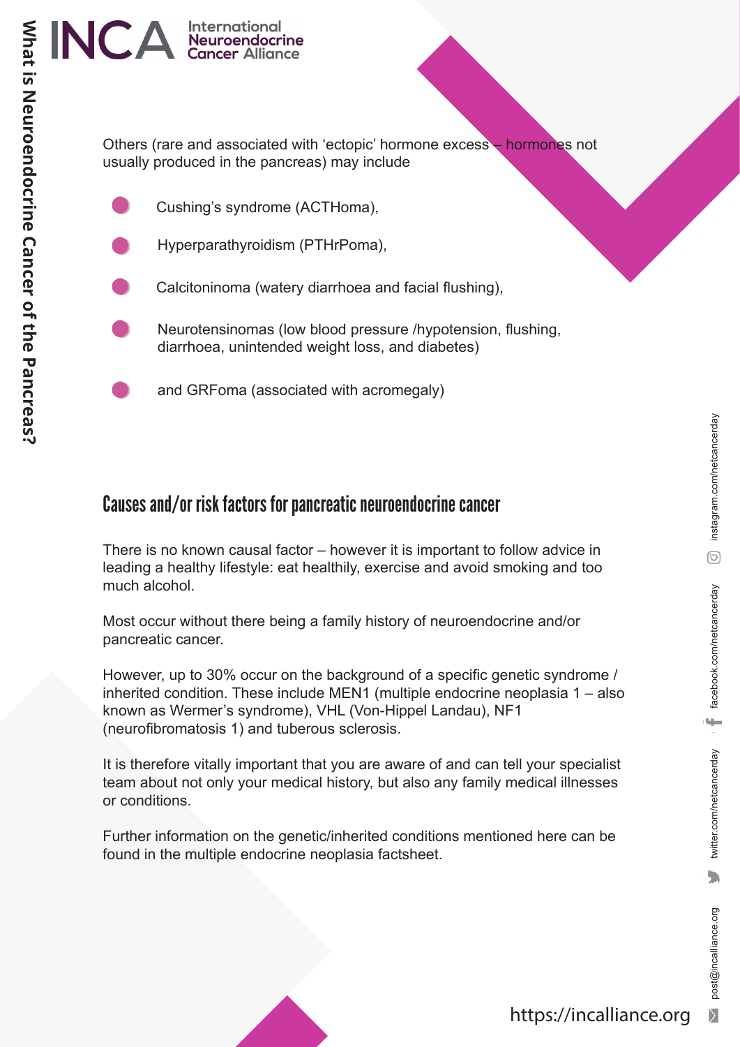Others (rare and associated with 'ectopic' hormone excess – hormones not usually produced in the pancreas) may include

- Cushing's syndrome (ACTHoma),
- Hyperparathyroidism (PTHrPoma),
- Calcitoninoma (watery diarrhoea and facial flushing),
- Neurotensinomas (low blood pressure /hypotension, flushing, diarrhoea, unintended weight loss, and diabetes)
- and GRFoma (associated with acromegaly)

## Causes and/or risk factors for pancreatic neuroendocrine cancer

There is no known causal factor – however it is important to follow advice in leading a healthy lifestyle: eat healthily, exercise and avoid smoking and too much alcohol.

Most occur without there being a family history of neuroendocrine and/or pancreatic cancer.

However, up to 30% occur on the background of a specific genetic syndrome / inherited condition. These include MEN1 (multiple endocrine neoplasia 1 – also known as Wermer's syndrome), VHL (Von-Hippel Landau), NF1 (neurofibromatosis 1) and tuberous sclerosis.

It is therefore vitally important that you are aware of and can tell your specialist team about not only your medical history, but also any family medical illnesses or conditions.

Further information on the genetic/inherited conditions mentioned here can be found in the multiple endocrine neoplasia factsheet.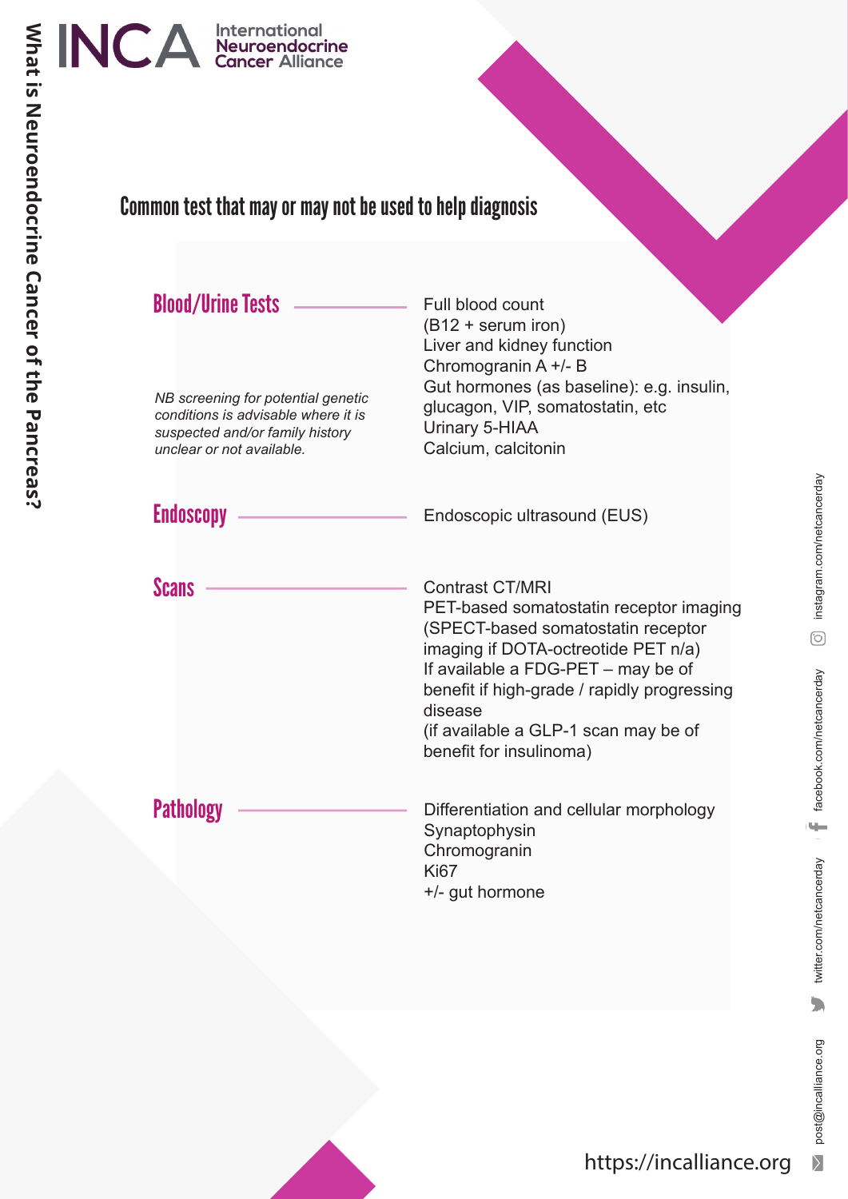## Common test that may or may not be used to help diagnosis

### Blood/Urine Tests

Full blood count
(B12 + serum iron)
Liver and kidney function
Chromogranin A +/- B
Gut hormones (as baseline): e.g. insulin, glucagon, VIP, somatostatin, etc
Urinary 5-HIAA
Calcium, calcitonin

*NB screening for potential genetic conditions is advisable where it is suspected and/or family history unclear or not available.*

### Endoscopy

Endoscopic ultrasound (EUS)

### Scans

Contrast CT/MRI
PET-based somatostatin receptor imaging
(SPECT-based somatostatin receptor imaging if DOTA-octreotide PET n/a)
If available a FDG-PET – may be of benefit if high-grade / rapidly progressing disease
(if available a GLP-1 scan may be of benefit for insulinoma)

### Pathology

Differentiation and cellular morphology
Synaptophysin
Chromogranin
Ki67
+/- gut hormone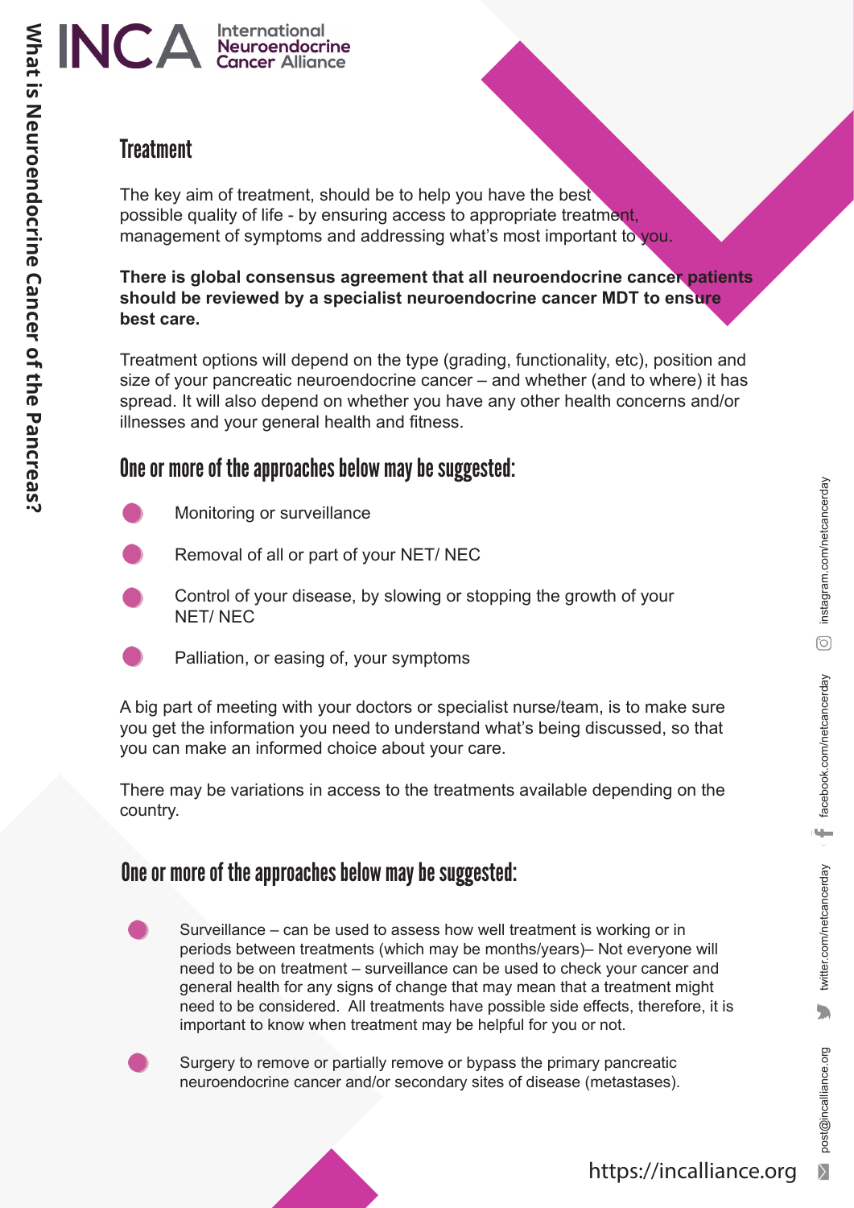## Treatment

The key aim of treatment, should be to help you have the best possible quality of life - by ensuring access to appropriate treatment, management of symptoms and addressing what's most important to you.

**There is global consensus agreement that all neuroendocrine cancer patients should be reviewed by a specialist neuroendocrine cancer MDT to ensure best care.**

Treatment options will depend on the type (grading, functionality, etc), position and size of your pancreatic neuroendocrine cancer – and whether (and to where) it has spread. It will also depend on whether you have any other health concerns and/or illnesses and your general health and fitness.

### One or more of the approaches below may be suggested:

- Monitoring or surveillance
- Removal of all or part of your NET/ NEC
- Control of your disease, by slowing or stopping the growth of your NET/ NEC
- Palliation, or easing of, your symptoms

A big part of meeting with your doctors or specialist nurse/team, is to make sure you get the information you need to understand what's being discussed, so that you can make an informed choice about your care.

There may be variations in access to the treatments available depending on the country.

### One or more of the approaches below may be suggested:

- Surveillance – can be used to assess how well treatment is working or in periods between treatments (which may be months/years)– Not everyone will need to be on treatment – surveillance can be used to check your cancer and general health for any signs of change that may mean that a treatment might need to be considered. All treatments have possible side effects, therefore, it is important to know when treatment may be helpful for you or not.
- Surgery to remove or partially remove or bypass the primary pancreatic neuroendocrine cancer and/or secondary sites of disease (metastases).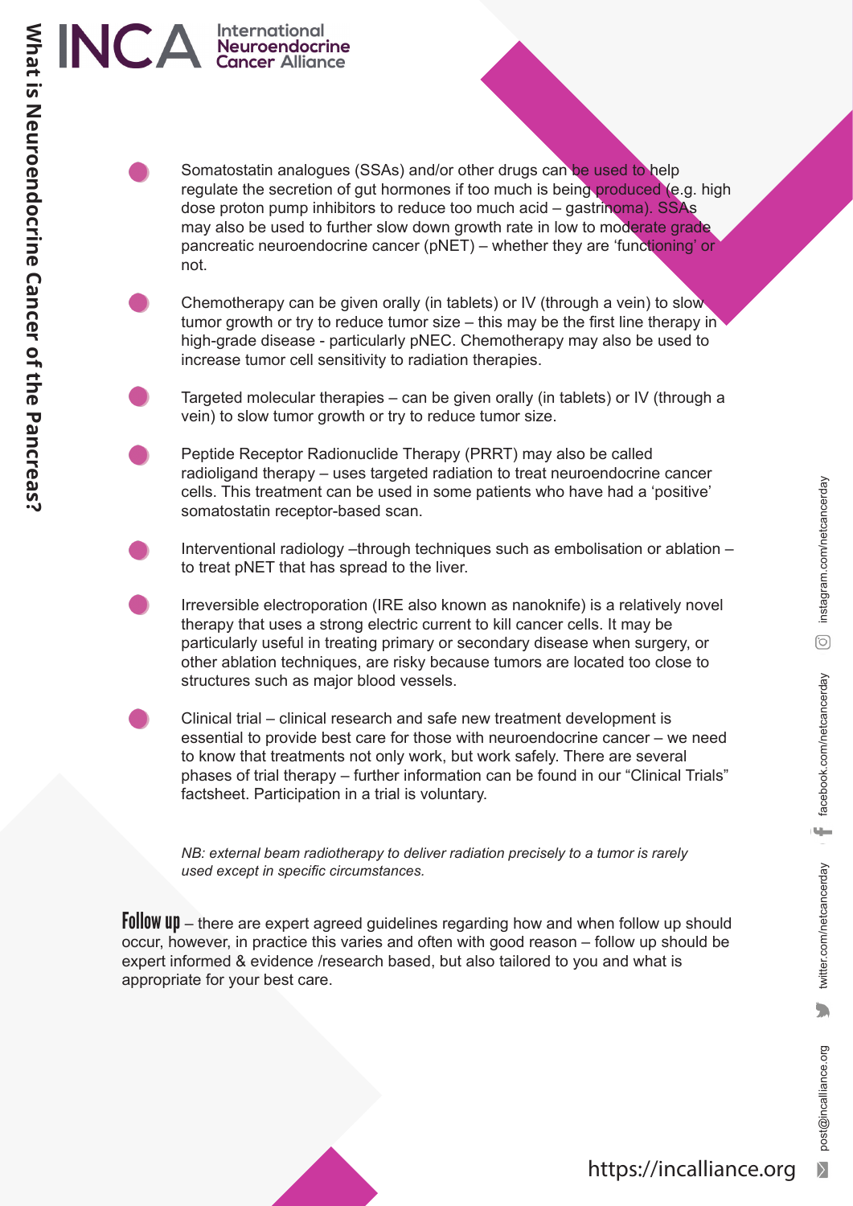- Somatostatin analogues (SSAs) and/or other drugs can be used to help regulate the secretion of gut hormones if too much is being produced (e.g. high dose proton pump inhibitors to reduce too much acid – gastrinoma). SSAs may also be used to further slow down growth rate in low to moderate grade pancreatic neuroendocrine cancer (pNET) – whether they are 'functioning' or not.

- Chemotherapy can be given orally (in tablets) or IV (through a vein) to slow tumor growth or try to reduce tumor size – this may be the first line therapy in high-grade disease - particularly pNEC. Chemotherapy may also be used to increase tumor cell sensitivity to radiation therapies.

- Targeted molecular therapies – can be given orally (in tablets) or IV (through a vein) to slow tumor growth or try to reduce tumor size.

- Peptide Receptor Radionuclide Therapy (PRRT) may also be called radioligand therapy – uses targeted radiation to treat neuroendocrine cancer cells. This treatment can be used in some patients who have had a 'positive' somatostatin receptor-based scan.

- Interventional radiology –through techniques such as embolisation or ablation – to treat pNET that has spread to the liver.

- Irreversible electroporation (IRE also known as nanoknife) is a relatively novel therapy that uses a strong electric current to kill cancer cells. It may be particularly useful in treating primary or secondary disease when surgery, or other ablation techniques, are risky because tumors are located too close to structures such as major blood vessels.

- Clinical trial – clinical research and safe new treatment development is essential to provide best care for those with neuroendocrine cancer – we need to know that treatments not only work, but work safely. There are several phases of trial therapy – further information can be found in our "Clinical Trials" factsheet. Participation in a trial is voluntary.

*NB: external beam radiotherapy to deliver radiation precisely to a tumor is rarely used except in specific circumstances.*

**Follow up** – there are expert agreed guidelines regarding how and when follow up should occur, however, in practice this varies and often with good reason – follow up should be expert informed & evidence /research based, but also tailored to you and what is appropriate for your best care.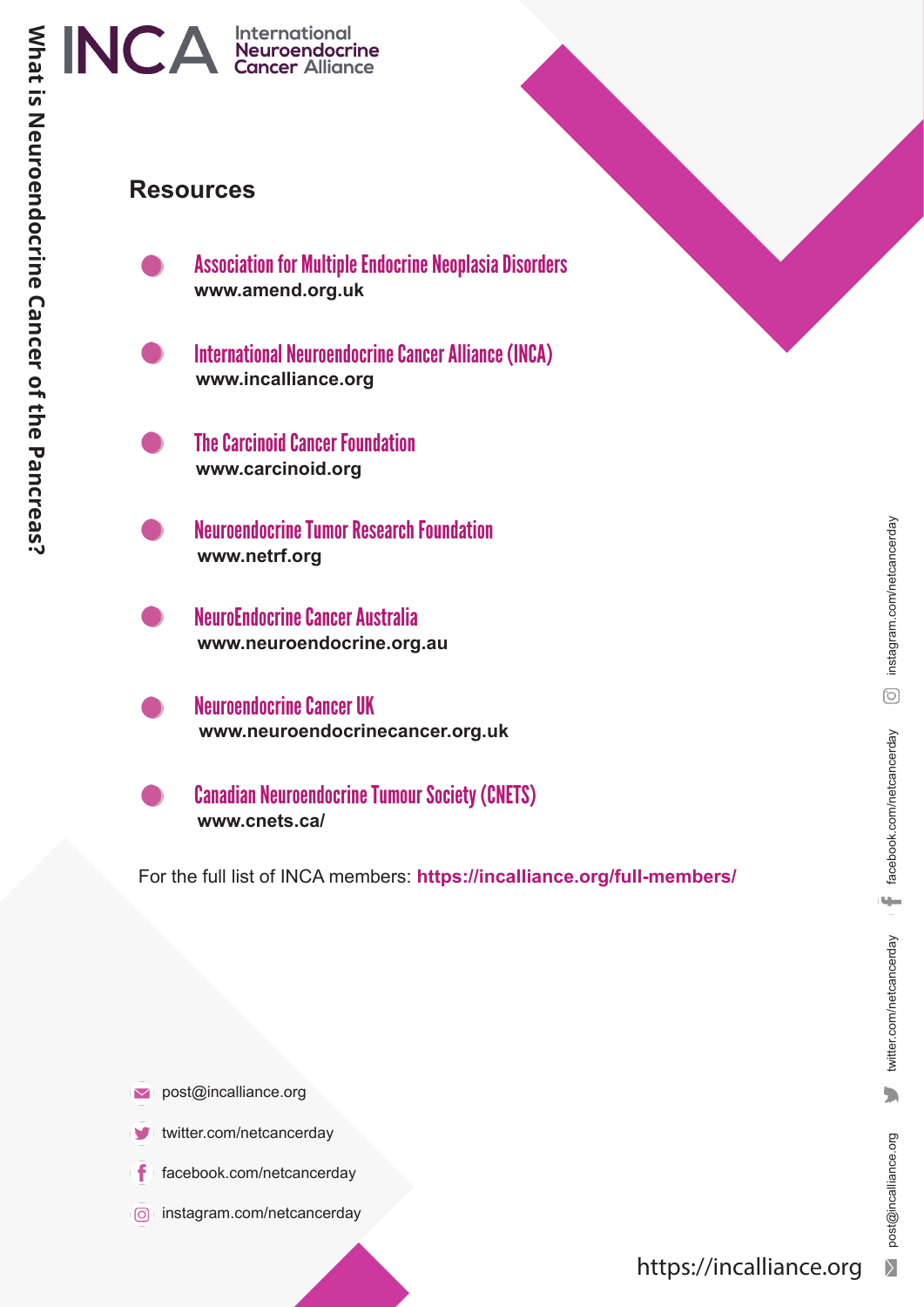## Resources

- **Association for Multiple Endocrine Neoplasia Disorders**
  www.amend.org.uk
- **International Neuroendocrine Cancer Alliance (INCA)**
  www.incalliance.org
- **The Carcinoid Cancer Foundation**
  www.carcinoid.org
- **Neuroendocrine Tumor Research Foundation**
  www.netrf.org
- **NeuroEndocrine Cancer Australia**
  www.neuroendocrine.org.au
- **Neuroendocrine Cancer UK**
  www.neuroendocrinecancer.org.uk
- **Canadian Neuroendocrine Tumour Society (CNETS)**
  www.cnets.ca/

For the full list of INCA members: **https://incalliance.org/full-members/**

post@incalliance.org
twitter.com/netcancerday
facebook.com/netcancerday
instagram.com/netcancerday

https://incalliance.org